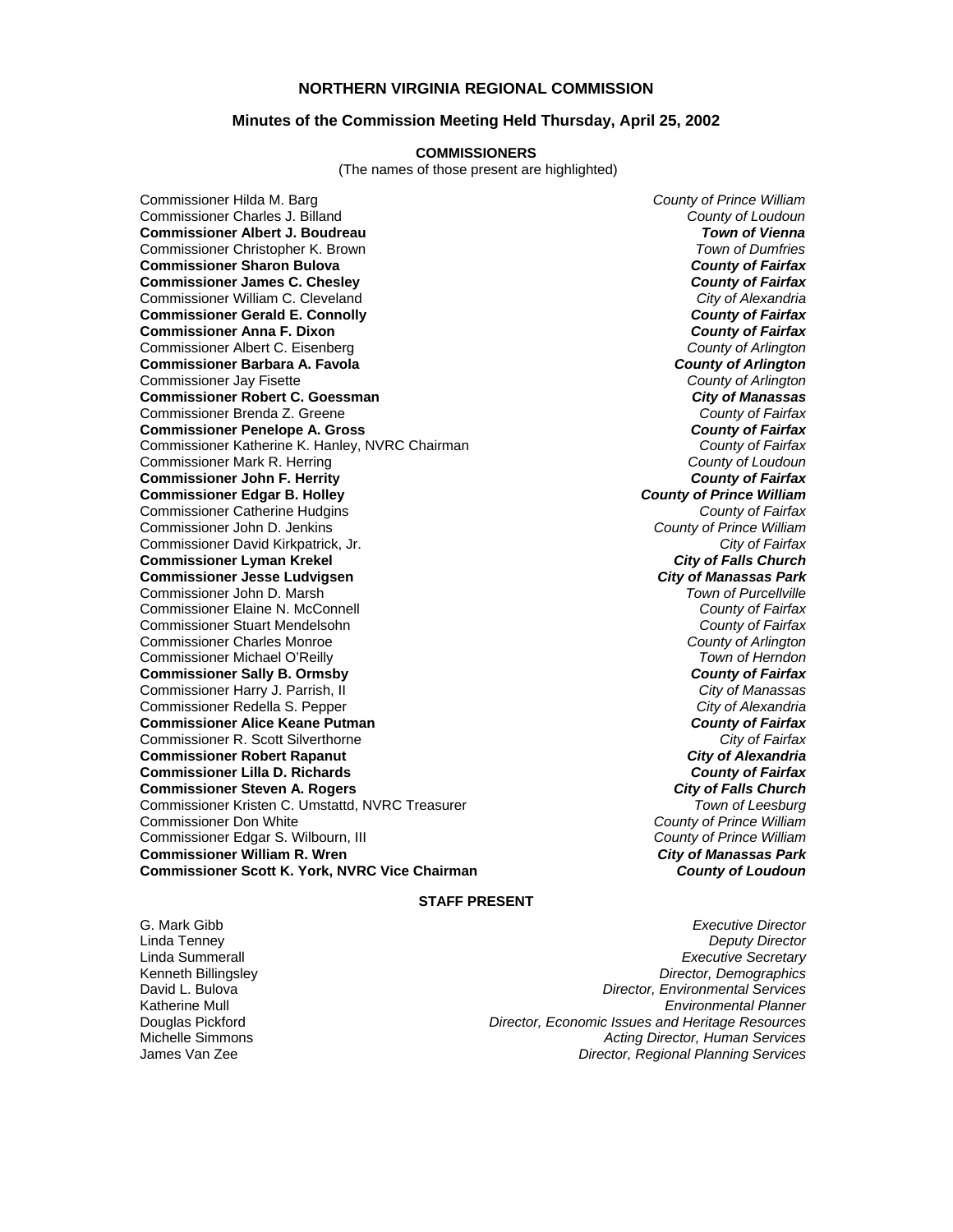# NORTHERN VIRGINIA REGIONAL COMMISSION

## Minutes of the Commission Meeting Held Thursday, April 25, 2002

### COMMISSIONERS

(The names of those present are highlighted)

| Commissioner | Jurisdiction |
|---|---|
| Commissioner Hilda M. Barg | *County of Prince William* |
| Commissioner Charles J. Billand | *County of Loudoun* |
| **Commissioner Albert J. Boudreau** | ***Town of Vienna*** |
| Commissioner Christopher K. Brown | *Town of Dumfries* |
| **Commissioner Sharon Bulova** | ***County of Fairfax*** |
| **Commissioner James C. Chesley** | ***County of Fairfax*** |
| Commissioner William C. Cleveland | *City of Alexandria* |
| **Commissioner Gerald E. Connolly** | ***County of Fairfax*** |
| **Commissioner Anna F. Dixon** | ***County of Fairfax*** |
| Commissioner Albert C. Eisenberg | *County of Arlington* |
| **Commissioner Barbara A. Favola** | ***County of Arlington*** |
| Commissioner Jay Fisette | *County of Arlington* |
| **Commissioner Robert C. Goessman** | ***City of Manassas*** |
| Commissioner Brenda Z. Greene | *County of Fairfax* |
| **Commissioner Penelope A. Gross** | ***County of Fairfax*** |
| Commissioner Katherine K. Hanley, NVRC Chairman | *County of Fairfax* |
| Commissioner Mark R. Herring | *County of Loudoun* |
| **Commissioner John F. Herrity** | ***County of Fairfax*** |
| **Commissioner Edgar B. Holley** | ***County of Prince William*** |
| Commissioner Catherine Hudgins | *County of Fairfax* |
| Commissioner John D. Jenkins | *County of Prince William* |
| Commissioner David Kirkpatrick, Jr. | *City of Fairfax* |
| **Commissioner Lyman Krekel** | ***City of Falls Church*** |
| **Commissioner Jesse Ludvigsen** | ***City of Manassas Park*** |
| Commissioner John D. Marsh | *Town of Purcellville* |
| Commissioner Elaine N. McConnell | *County of Fairfax* |
| Commissioner Stuart Mendelsohn | *County of Fairfax* |
| Commissioner Charles Monroe | *County of Arlington* |
| Commissioner Michael O'Reilly | *Town of Herndon* |
| **Commissioner Sally B. Ormsby** | ***County of Fairfax*** |
| Commissioner Harry J. Parrish, II | *City of Manassas* |
| Commissioner Redella S. Pepper | *City of Alexandria* |
| **Commissioner Alice Keane Putman** | ***County of Fairfax*** |
| Commissioner R. Scott Silverthorne | *City of Fairfax* |
| **Commissioner Robert Rapanut** | ***City of Alexandria*** |
| **Commissioner Lilla D. Richards** | ***County of Fairfax*** |
| **Commissioner Steven A. Rogers** | ***City of Falls Church*** |
| Commissioner Kristen C. Umstattd, NVRC Treasurer | *Town of Leesburg* |
| Commissioner Don White | *County of Prince William* |
| Commissioner Edgar S. Wilbourn, III | *County of Prince William* |
| **Commissioner William R. Wren** | ***City of Manassas Park*** |
| **Commissioner Scott K. York, NVRC Vice Chairman** | ***County of Loudoun*** |

### STAFF PRESENT

| Name | Title |
|---|---|
| G. Mark Gibb | *Executive Director* |
| Linda Tenney | *Deputy Director* |
| Linda Summerall | *Executive Secretary* |
| Kenneth Billingsley | *Director, Demographics* |
| David L. Bulova | *Director, Environmental Services* |
| Katherine Mull | *Environmental Planner* |
| Douglas Pickford | *Director, Economic Issues and Heritage Resources* |
| Michelle Simmons | *Acting Director, Human Services* |
| James Van Zee | *Director, Regional Planning Services* |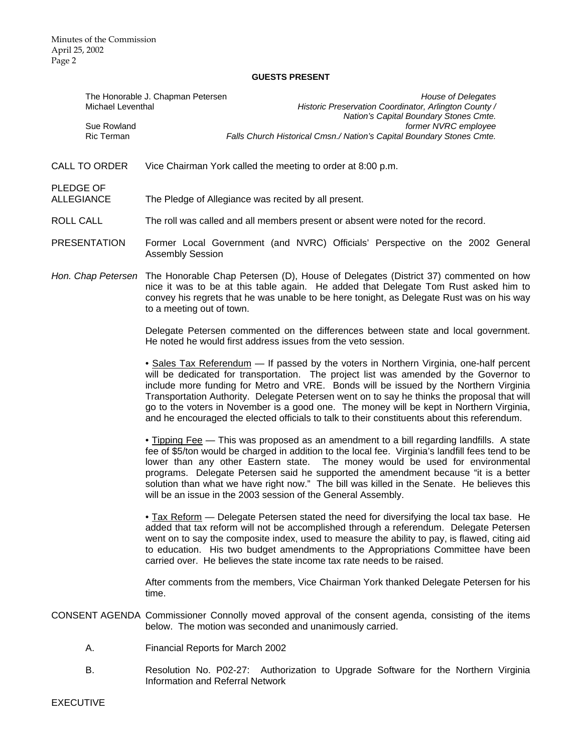## GUESTS PRESENT

| | |
|---|---|
| The Honorable J. Chapman Petersen | *House of Delegates* |
| Michael Leventhal | *Historic Preservation Coordinator, Arlington County / Nation's Capital Boundary Stones Cmte.* |
| Sue Rowland | *former NVRC employee* |
| Ric Terman | *Falls Church Historical Cmsn./ Nation's Capital Boundary Stones Cmte.* |

CALL TO ORDER — Vice Chairman York called the meeting to order at 8:00 p.m.

PLEDGE OF ALLEGIANCE — The Pledge of Allegiance was recited by all present.

ROLL CALL — The roll was called and all members present or absent were noted for the record.

PRESENTATION — Former Local Government (and NVRC) Officials' Perspective on the 2002 General Assembly Session

*Hon. Chap Petersen* — The Honorable Chap Petersen (D), House of Delegates (District 37) commented on how nice it was to be at this table again. He added that Delegate Tom Rust asked him to convey his regrets that he was unable to be here tonight, as Delegate Rust was on his way to a meeting out of town.

Delegate Petersen commented on the differences between state and local government. He noted he would first address issues from the veto session.

• Sales Tax Referendum — If passed by the voters in Northern Virginia, one-half percent will be dedicated for transportation. The project list was amended by the Governor to include more funding for Metro and VRE. Bonds will be issued by the Northern Virginia Transportation Authority. Delegate Petersen went on to say he thinks the proposal that will go to the voters in November is a good one. The money will be kept in Northern Virginia, and he encouraged the elected officials to talk to their constituents about this referendum.

• Tipping Fee — This was proposed as an amendment to a bill regarding landfills. A state fee of $5/ton would be charged in addition to the local fee. Virginia's landfill fees tend to be lower than any other Eastern state. The money would be used for environmental programs. Delegate Petersen said he supported the amendment because "it is a better solution than what we have right now." The bill was killed in the Senate. He believes this will be an issue in the 2003 session of the General Assembly.

• Tax Reform — Delegate Petersen stated the need for diversifying the local tax base. He added that tax reform will not be accomplished through a referendum. Delegate Petersen went on to say the composite index, used to measure the ability to pay, is flawed, citing aid to education. His two budget amendments to the Appropriations Committee have been carried over. He believes the state income tax rate needs to be raised.

After comments from the members, Vice Chairman York thanked Delegate Petersen for his time.

CONSENT AGENDA — Commissioner Connolly moved approval of the consent agenda, consisting of the items below. The motion was seconded and unanimously carried.

A. Financial Reports for March 2002

B. Resolution No. P02-27: Authorization to Upgrade Software for the Northern Virginia Information and Referral Network

EXECUTIVE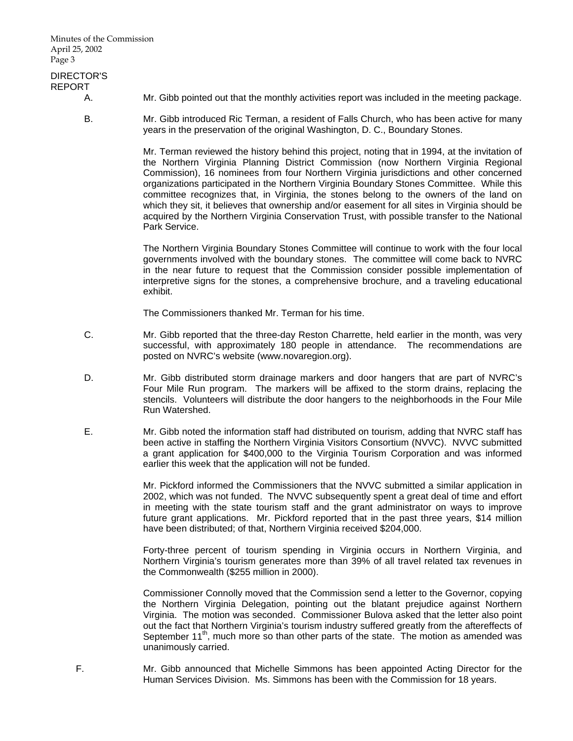DIRECTOR'S REPORT

A. Mr. Gibb pointed out that the monthly activities report was included in the meeting package.

B. Mr. Gibb introduced Ric Terman, a resident of Falls Church, who has been active for many years in the preservation of the original Washington, D. C., Boundary Stones.

Mr. Terman reviewed the history behind this project, noting that in 1994, at the invitation of the Northern Virginia Planning District Commission (now Northern Virginia Regional Commission), 16 nominees from four Northern Virginia jurisdictions and other concerned organizations participated in the Northern Virginia Boundary Stones Committee. While this committee recognizes that, in Virginia, the stones belong to the owners of the land on which they sit, it believes that ownership and/or easement for all sites in Virginia should be acquired by the Northern Virginia Conservation Trust, with possible transfer to the National Park Service.

The Northern Virginia Boundary Stones Committee will continue to work with the four local governments involved with the boundary stones. The committee will come back to NVRC in the near future to request that the Commission consider possible implementation of interpretive signs for the stones, a comprehensive brochure, and a traveling educational exhibit.

The Commissioners thanked Mr. Terman for his time.

C. Mr. Gibb reported that the three-day Reston Charrette, held earlier in the month, was very successful, with approximately 180 people in attendance. The recommendations are posted on NVRC's website (www.novaregion.org).

D. Mr. Gibb distributed storm drainage markers and door hangers that are part of NVRC's Four Mile Run program. The markers will be affixed to the storm drains, replacing the stencils. Volunteers will distribute the door hangers to the neighborhoods in the Four Mile Run Watershed.

E. Mr. Gibb noted the information staff had distributed on tourism, adding that NVRC staff has been active in staffing the Northern Virginia Visitors Consortium (NVVC). NVVC submitted a grant application for $400,000 to the Virginia Tourism Corporation and was informed earlier this week that the application will not be funded.

Mr. Pickford informed the Commissioners that the NVVC submitted a similar application in 2002, which was not funded. The NVVC subsequently spent a great deal of time and effort in meeting with the state tourism staff and the grant administrator on ways to improve future grant applications. Mr. Pickford reported that in the past three years, $14 million have been distributed; of that, Northern Virginia received $204,000.

Forty-three percent of tourism spending in Virginia occurs in Northern Virginia, and Northern Virginia's tourism generates more than 39% of all travel related tax revenues in the Commonwealth ($255 million in 2000).

Commissioner Connolly moved that the Commission send a letter to the Governor, copying the Northern Virginia Delegation, pointing out the blatant prejudice against Northern Virginia. The motion was seconded. Commissioner Bulova asked that the letter also point out the fact that Northern Virginia's tourism industry suffered greatly from the aftereffects of September 11th, much more so than other parts of the state. The motion as amended was unanimously carried.

F. Mr. Gibb announced that Michelle Simmons has been appointed Acting Director for the Human Services Division. Ms. Simmons has been with the Commission for 18 years.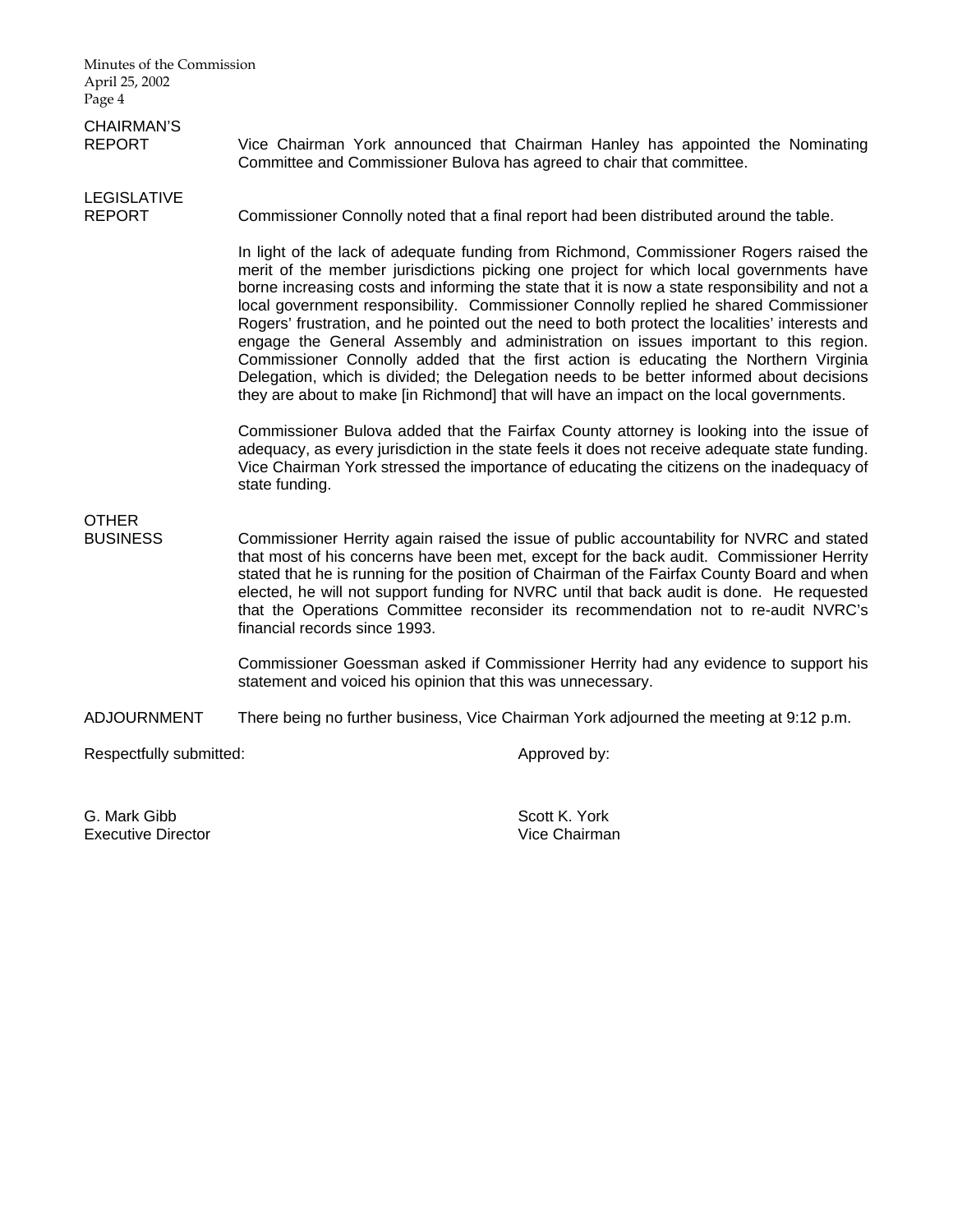**CHAIRMAN'S REPORT**

Vice Chairman York announced that Chairman Hanley has appointed the Nominating Committee and Commissioner Bulova has agreed to chair that committee.

**LEGISLATIVE REPORT**

Commissioner Connolly noted that a final report had been distributed around the table.

In light of the lack of adequate funding from Richmond, Commissioner Rogers raised the merit of the member jurisdictions picking one project for which local governments have borne increasing costs and informing the state that it is now a state responsibility and not a local government responsibility. Commissioner Connolly replied he shared Commissioner Rogers' frustration, and he pointed out the need to both protect the localities' interests and engage the General Assembly and administration on issues important to this region. Commissioner Connolly added that the first action is educating the Northern Virginia Delegation, which is divided; the Delegation needs to be better informed about decisions they are about to make [in Richmond] that will have an impact on the local governments.

Commissioner Bulova added that the Fairfax County attorney is looking into the issue of adequacy, as every jurisdiction in the state feels it does not receive adequate state funding. Vice Chairman York stressed the importance of educating the citizens on the inadequacy of state funding.

**OTHER BUSINESS**

Commissioner Herrity again raised the issue of public accountability for NVRC and stated that most of his concerns have been met, except for the back audit. Commissioner Herrity stated that he is running for the position of Chairman of the Fairfax County Board and when elected, he will not support funding for NVRC until that back audit is done. He requested that the Operations Committee reconsider its recommendation not to re-audit NVRC's financial records since 1993.

Commissioner Goessman asked if Commissioner Herrity had any evidence to support his statement and voiced his opinion that this was unnecessary.

**ADJOURNMENT**

There being no further business, Vice Chairman York adjourned the meeting at 9:12 p.m.

Respectfully submitted:

G. Mark Gibb
Executive Director

Approved by:

Scott K. York
Vice Chairman